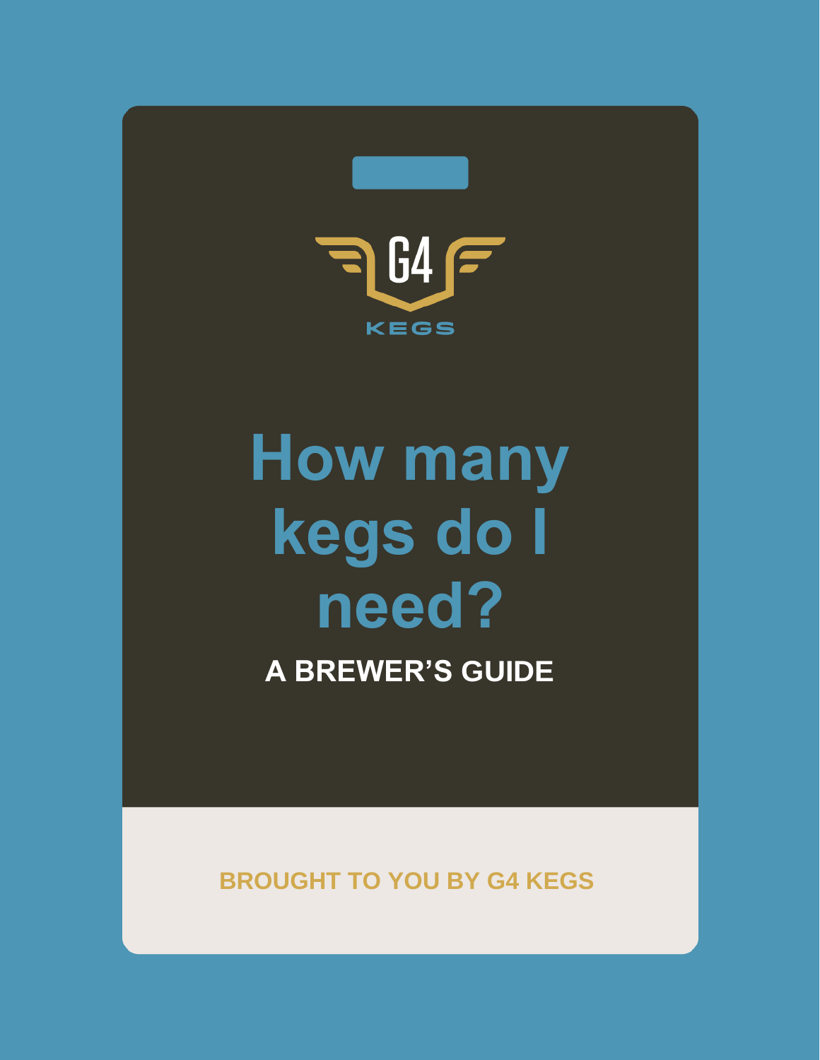G4

KEGS

# How many kegs do I need?

**A BREWER'S GUIDE**

BROUGHT TO YOU BY G4 KEGS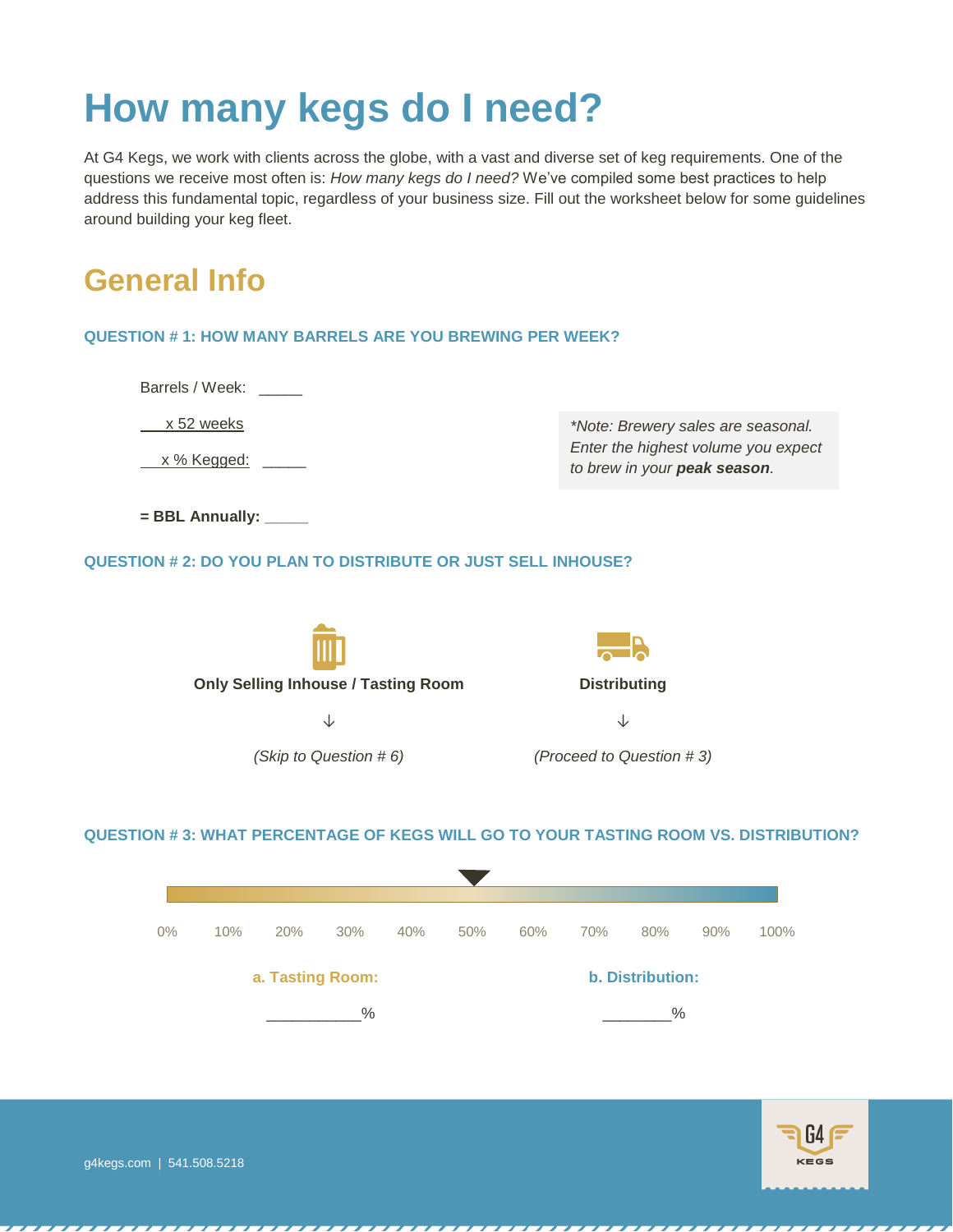# How many kegs do I need?

At G4 Kegs, we work with clients across the globe, with a vast and diverse set of keg requirements. One of the questions we receive most often is: *How many kegs do I need?* We've compiled some best practices to help address this fundamental topic, regardless of your business size. Fill out the worksheet below for some guidelines around building your keg fleet.

## General Info

### QUESTION # 1: HOW MANY BARRELS ARE YOU BREWING PER WEEK?

Barrels / Week: _____

x 52 weeks

x % Kegged: _____

**= BBL Annually:** _____

> **Note:* *Brewery sales are seasonal. Enter the highest volume you expect to brew in your* ***peak season****.*

### QUESTION # 2: DO YOU PLAN TO DISTRIBUTE OR JUST SELL INHOUSE?

**Only Selling Inhouse / Tasting Room**

↓

*(Skip to Question # 6)*

**Distributing**

↓

*(Proceed to Question # 3)*

### QUESTION # 3: WHAT PERCENTAGE OF KEGS WILL GO TO YOUR TASTING ROOM VS. DISTRIBUTION?

0% 10% 20% 30% 40% 50% 60% 70% 80% 90% 100%

**a. Tasting Room:**

___________%

**b. Distribution:**

________%

g4kegs.com | 541.508.5218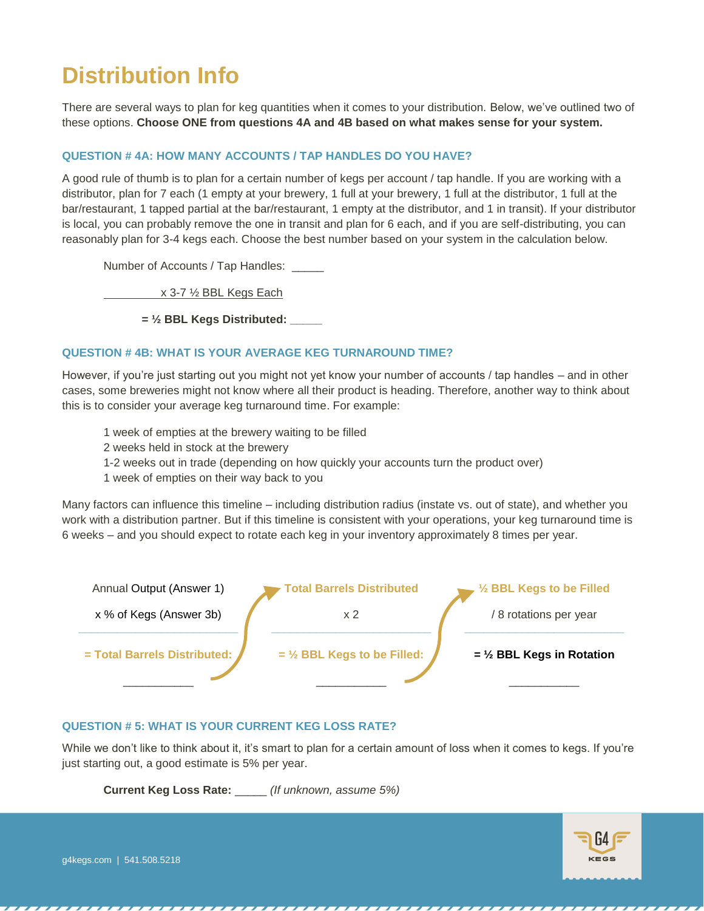# Distribution Info

There are several ways to plan for keg quantities when it comes to your distribution. Below, we've outlined two of these options. **Choose ONE from questions 4A and 4B based on what makes sense for your system.**

### QUESTION # 4A: HOW MANY ACCOUNTS / TAP HANDLES DO YOU HAVE?

A good rule of thumb is to plan for a certain number of kegs per account / tap handle. If you are working with a distributor, plan for 7 each (1 empty at your brewery, 1 full at your brewery, 1 full at the distributor, 1 full at the bar/restaurant, 1 tapped partial at the bar/restaurant, 1 empty at the distributor, and 1 in transit). If your distributor is local, you can probably remove the one in transit and plan for 6 each, and if you are self-distributing, you can reasonably plan for 3-4 kegs each. Choose the best number based on your system in the calculation below.

Number of Accounts / Tap Handles: _____

x 3-7 ½ BBL Kegs Each

**= ½ BBL Kegs Distributed:** _____

### QUESTION # 4B: WHAT IS YOUR AVERAGE KEG TURNAROUND TIME?

However, if you're just starting out you might not yet know your number of accounts / tap handles – and in other cases, some breweries might not know where all their product is heading. Therefore, another way to think about this is to consider your average keg turnaround time. For example:

1 week of empties at the brewery waiting to be filled
2 weeks held in stock at the brewery
1-2 weeks out in trade (depending on how quickly your accounts turn the product over)
1 week of empties on their way back to you

Many factors can influence this timeline – including distribution radius (instate vs. out of state), and whether you work with a distribution partner. But if this timeline is consistent with your operations, your keg turnaround time is 6 weeks – and you should expect to rotate each keg in your inventory approximately 8 times per year.

| Annual Output (Answer 1) | Total Barrels Distributed | ½ BBL Kegs to be Filled |
|---|---|---|
| x % of Kegs (Answer 3b) | x 2 | / 8 rotations per year |
| = Total Barrels Distributed: | = ½ BBL Kegs to be Filled: | **= ½ BBL Kegs in Rotation** |
| __________ | __________ | __________ |

### QUESTION # 5: WHAT IS YOUR CURRENT KEG LOSS RATE?

While we don't like to think about it, it's smart to plan for a certain amount of loss when it comes to kegs. If you're just starting out, a good estimate is 5% per year.

**Current Keg Loss Rate:** _____ *(If unknown, assume 5%)*

g4kegs.com | 541.508.5218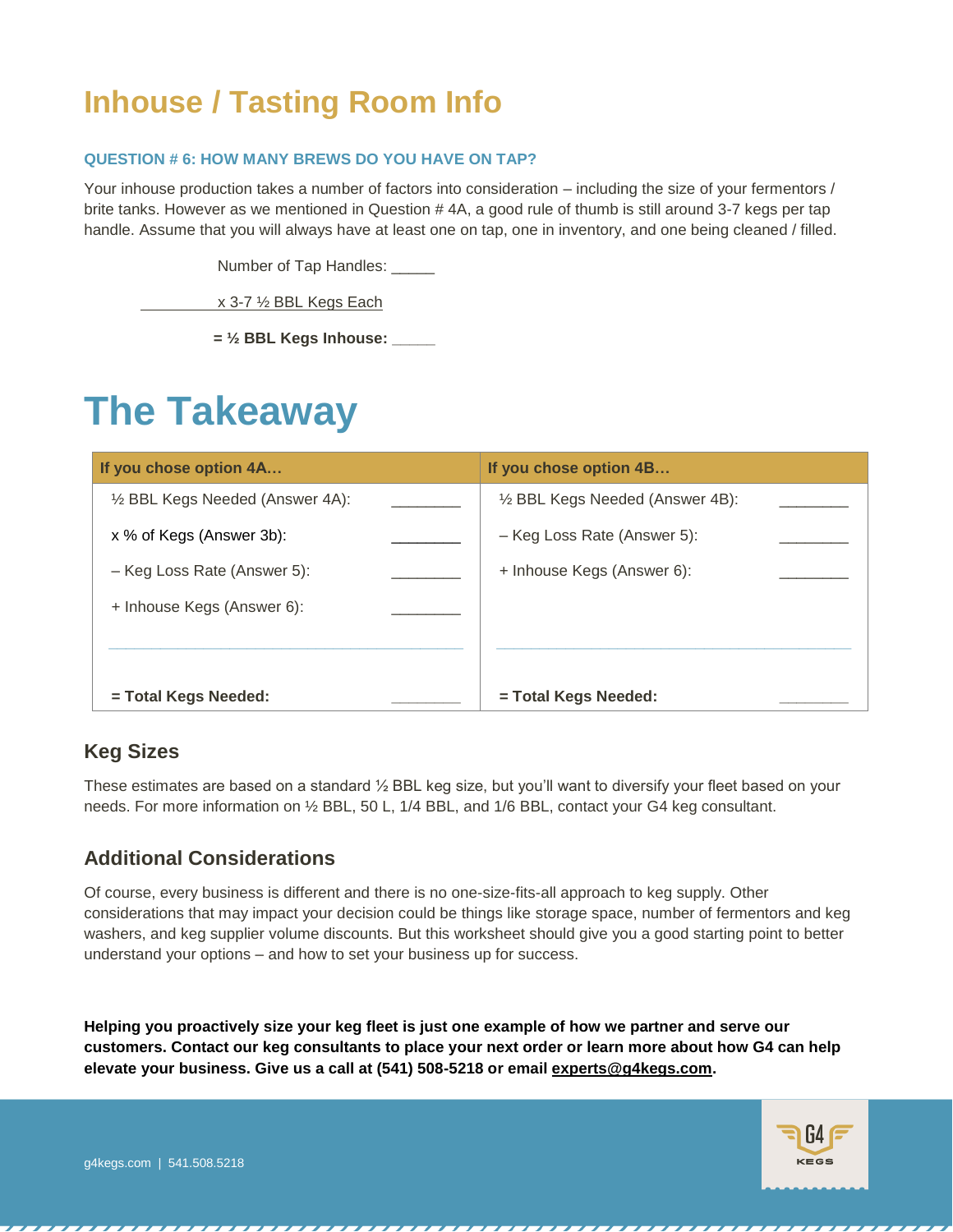# Inhouse / Tasting Room Info

### QUESTION # 6: HOW MANY BREWS DO YOU HAVE ON TAP?

Your inhouse production takes a number of factors into consideration – including the size of your fermentors / brite tanks. However as we mentioned in Question # 4A, a good rule of thumb is still around 3-7 kegs per tap handle. Assume that you will always have at least one on tap, one in inventory, and one being cleaned / filled.

Number of Tap Handles: _____

x 3-7 ½ BBL Kegs Each

**= ½ BBL Kegs Inhouse:** _____

# The Takeaway

| If you chose option 4A… | | If you chose option 4B… | |
|---|---|---|---|
| ½ BBL Kegs Needed (Answer 4A): | ________ | ½ BBL Kegs Needed (Answer 4B): | ________ |
| x % of Kegs (Answer 3b): | ________ | – Keg Loss Rate (Answer 5): | ________ |
| – Keg Loss Rate (Answer 5): | ________ | + Inhouse Kegs (Answer 6): | ________ |
| + Inhouse Kegs (Answer 6): | ________ | | |
| **= Total Kegs Needed:** | ________ | **= Total Kegs Needed:** | ________ |

## Keg Sizes

These estimates are based on a standard ½ BBL keg size, but you'll want to diversify your fleet based on your needs. For more information on ½ BBL, 50 L, 1/4 BBL, and 1/6 BBL, contact your G4 keg consultant.

## Additional Considerations

Of course, every business is different and there is no one-size-fits-all approach to keg supply. Other considerations that may impact your decision could be things like storage space, number of fermentors and keg washers, and keg supplier volume discounts. But this worksheet should give you a good starting point to better understand your options – and how to set your business up for success.

**Helping you proactively size your keg fleet is just one example of how we partner and serve our customers. Contact our keg consultants to place your next order or learn more about how G4 can help elevate your business. Give us a call at (541) 508-5218 or email experts@g4kegs.com.**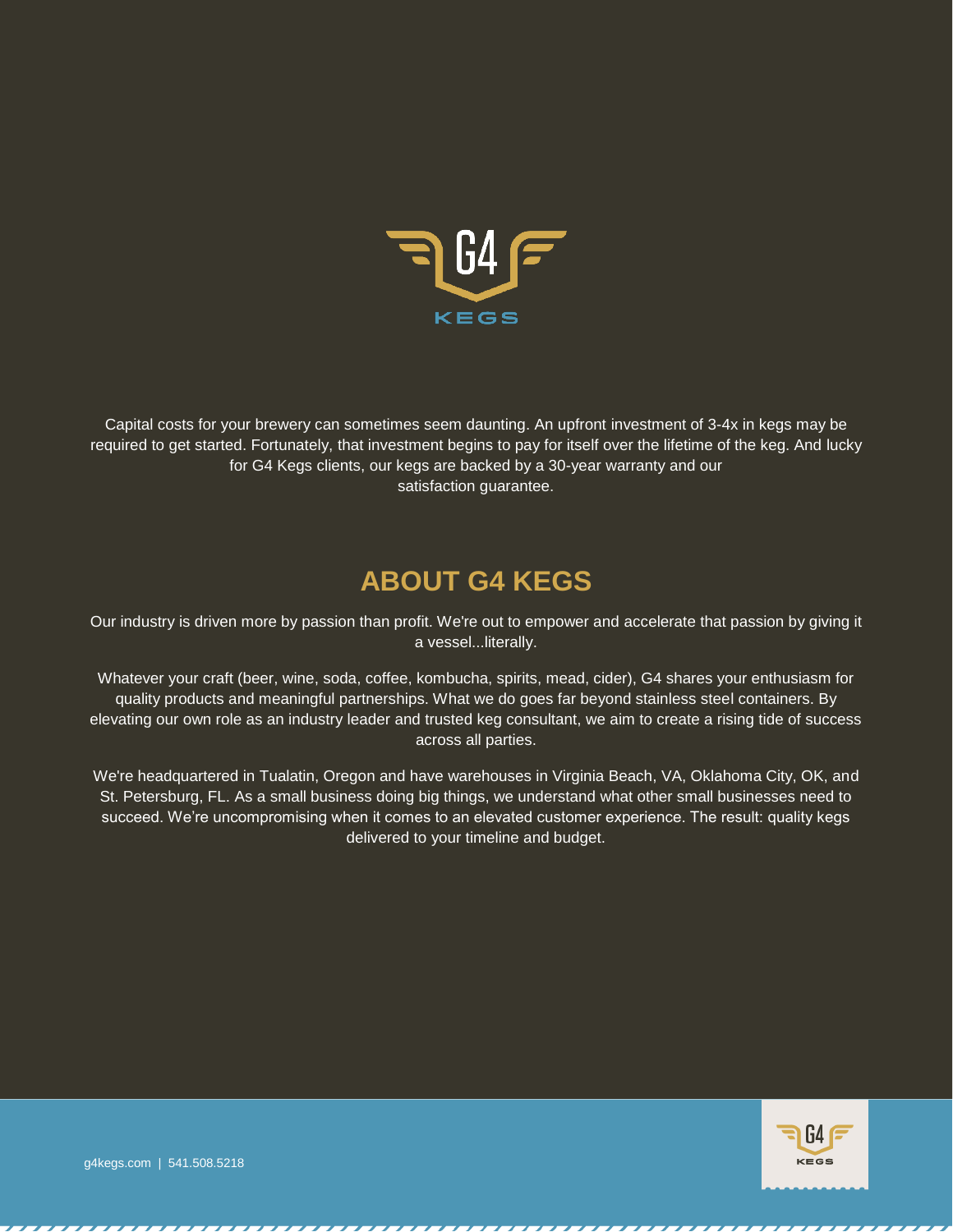G4

KEGS

Capital costs for your brewery can sometimes seem daunting. An upfront investment of 3-4x in kegs may be required to get started. Fortunately, that investment begins to pay for itself over the lifetime of the keg. And lucky for G4 Kegs clients, our kegs are backed by a 30-year warranty and our satisfaction guarantee.

## ABOUT G4 KEGS

Our industry is driven more by passion than profit. We're out to empower and accelerate that passion by giving it a vessel...literally.

Whatever your craft (beer, wine, soda, coffee, kombucha, spirits, mead, cider), G4 shares your enthusiasm for quality products and meaningful partnerships. What we do goes far beyond stainless steel containers. By elevating our own role as an industry leader and trusted keg consultant, we aim to create a rising tide of success across all parties.

We're headquartered in Tualatin, Oregon and have warehouses in Virginia Beach, VA, Oklahoma City, OK, and St. Petersburg, FL. As a small business doing big things, we understand what other small businesses need to succeed. We're uncompromising when it comes to an elevated customer experience. The result: quality kegs delivered to your timeline and budget.

g4kegs.com | 541.508.5218